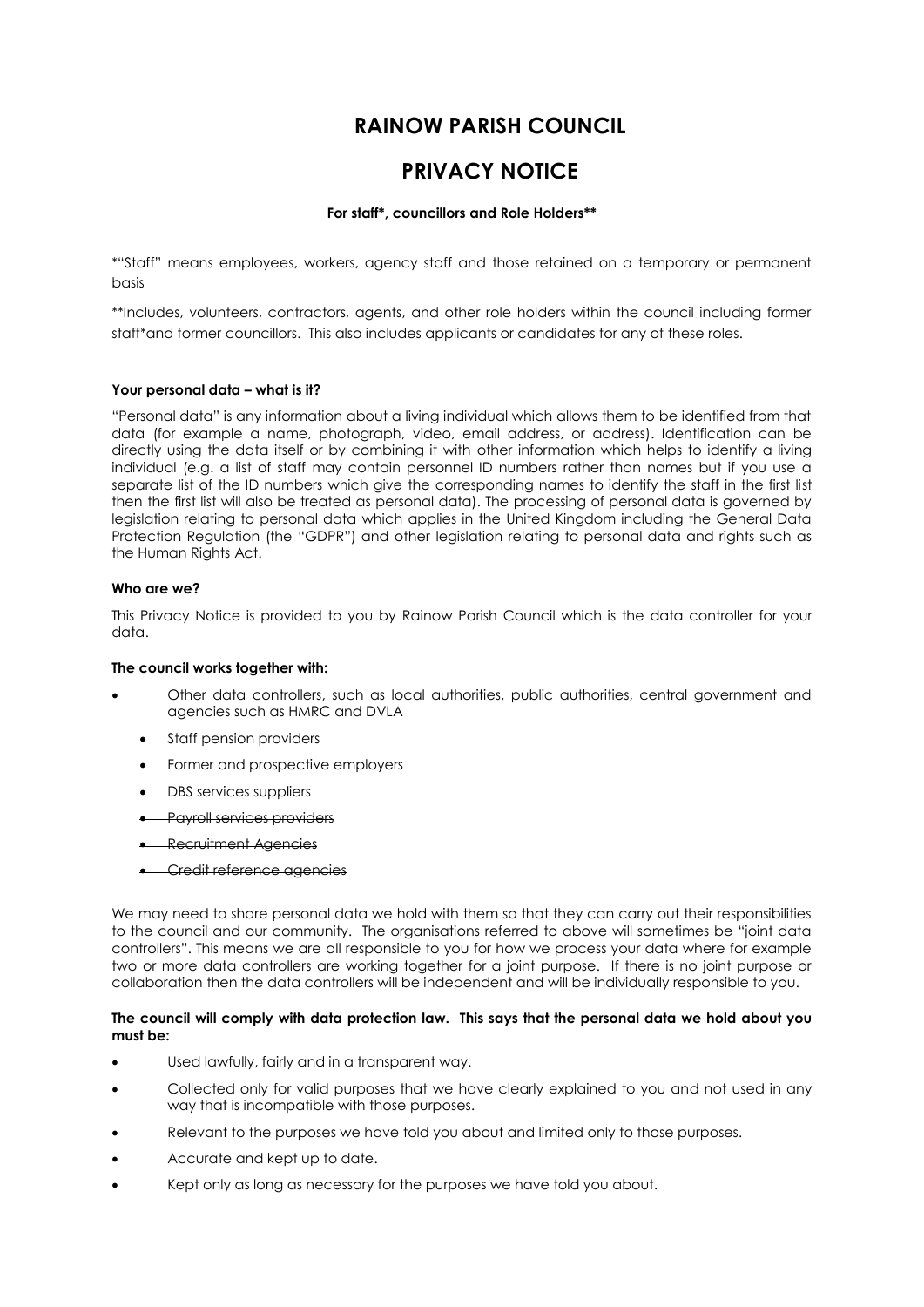# RAINOW PARISH COUNCIL

# PRIVACY NOTICE

**For staff*, councillors and Role Holders****

*"Staff" means employees, workers, agency staff and those retained on a temporary or permanent basis

**Includes, volunteers, contractors, agents, and other role holders within the council including former staff*and former councillors. This also includes applicants or candidates for any of these roles.

**Your personal data – what is it?**

"Personal data" is any information about a living individual which allows them to be identified from that data (for example a name, photograph, video, email address, or address). Identification can be directly using the data itself or by combining it with other information which helps to identify a living individual (e.g. a list of staff may contain personnel ID numbers rather than names but if you use a separate list of the ID numbers which give the corresponding names to identify the staff in the first list then the first list will also be treated as personal data). The processing of personal data is governed by legislation relating to personal data which applies in the United Kingdom including the General Data Protection Regulation (the "GDPR") and other legislation relating to personal data and rights such as the Human Rights Act.

**Who are we?**

This Privacy Notice is provided to you by Rainow Parish Council which is the data controller for your data.

**The council works together with:**

- Other data controllers, such as local authorities, public authorities, central government and agencies such as HMRC and DVLA
  - Staff pension providers
  - Former and prospective employers
  - DBS services suppliers
  - ~~Payroll services providers~~
  - ~~Recruitment Agencies~~
  - ~~Credit reference agencies~~

We may need to share personal data we hold with them so that they can carry out their responsibilities to the council and our community. The organisations referred to above will sometimes be "joint data controllers". This means we are all responsible to you for how we process your data where for example two or more data controllers are working together for a joint purpose. If there is no joint purpose or collaboration then the data controllers will be independent and will be individually responsible to you.

**The council will comply with data protection law. This says that the personal data we hold about you must be:**

- Used lawfully, fairly and in a transparent way.
- Collected only for valid purposes that we have clearly explained to you and not used in any way that is incompatible with those purposes.
- Relevant to the purposes we have told you about and limited only to those purposes.
- Accurate and kept up to date.
- Kept only as long as necessary for the purposes we have told you about.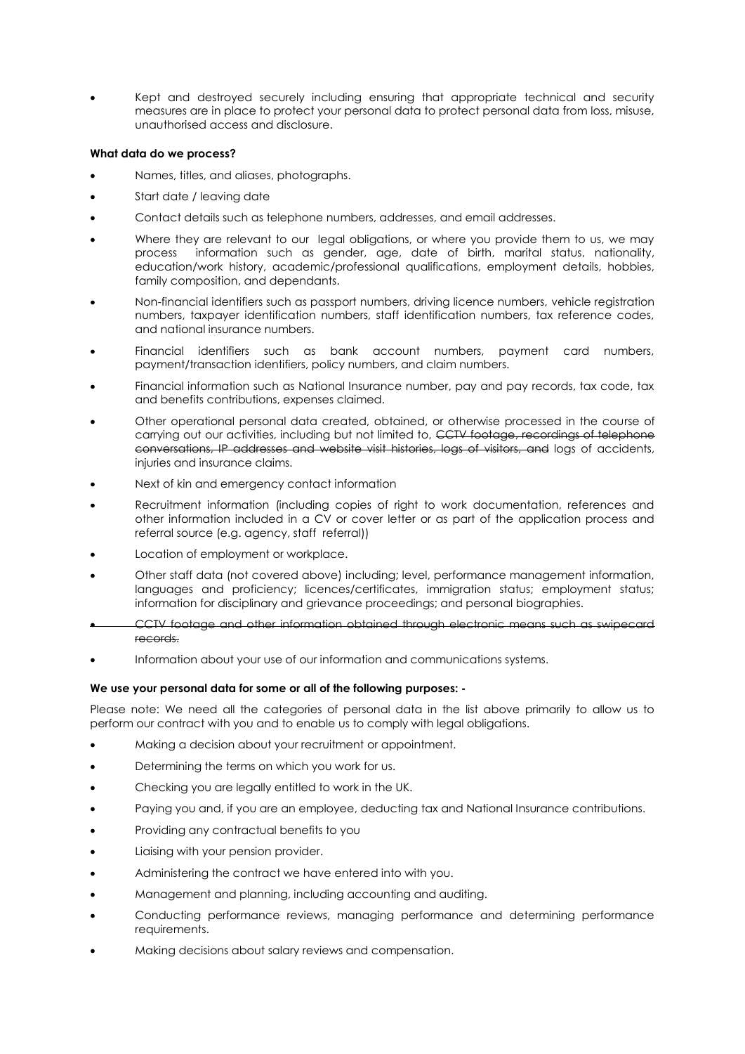- Kept and destroyed securely including ensuring that appropriate technical and security measures are in place to protect your personal data to protect personal data from loss, misuse, unauthorised access and disclosure.

**What data do we process?**

- Names, titles, and aliases, photographs.
- Start date / leaving date
- Contact details such as telephone numbers, addresses, and email addresses.
- Where they are relevant to our legal obligations, or where you provide them to us, we may process information such as gender, age, date of birth, marital status, nationality, education/work history, academic/professional qualifications, employment details, hobbies, family composition, and dependants.
- Non-financial identifiers such as passport numbers, driving licence numbers, vehicle registration numbers, taxpayer identification numbers, staff identification numbers, tax reference codes, and national insurance numbers.
- Financial identifiers such as bank account numbers, payment card numbers, payment/transaction identifiers, policy numbers, and claim numbers.
- Financial information such as National Insurance number, pay and pay records, tax code, tax and benefits contributions, expenses claimed.
- Other operational personal data created, obtained, or otherwise processed in the course of carrying out our activities, including but not limited to, ~~CCTV footage, recordings of telephone conversations, IP addresses and website visit histories, logs of visitors, and~~ logs of accidents, injuries and insurance claims.
- Next of kin and emergency contact information
- Recruitment information (including copies of right to work documentation, references and other information included in a CV or cover letter or as part of the application process and referral source (e.g. agency, staff referral))
- Location of employment or workplace.
- Other staff data (not covered above) including; level, performance management information, languages and proficiency; licences/certificates, immigration status; employment status; information for disciplinary and grievance proceedings; and personal biographies.
- ~~CCTV footage and other information obtained through electronic means such as swipecard records.~~
- Information about your use of our information and communications systems.

**We use your personal data for some or all of the following purposes: -**

Please note: We need all the categories of personal data in the list above primarily to allow us to perform our contract with you and to enable us to comply with legal obligations.

- Making a decision about your recruitment or appointment.
- Determining the terms on which you work for us.
- Checking you are legally entitled to work in the UK.
- Paying you and, if you are an employee, deducting tax and National Insurance contributions.
- Providing any contractual benefits to you
- Liaising with your pension provider.
- Administering the contract we have entered into with you.
- Management and planning, including accounting and auditing.
- Conducting performance reviews, managing performance and determining performance requirements.
- Making decisions about salary reviews and compensation.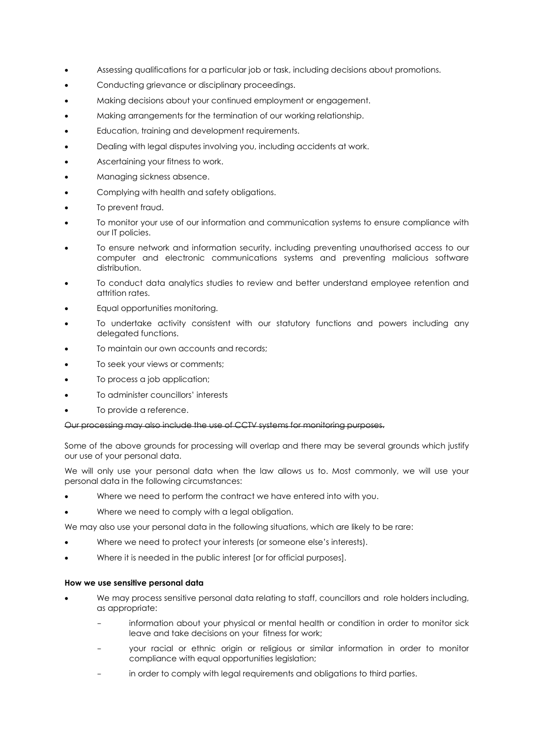- Assessing qualifications for a particular job or task, including decisions about promotions.
- Conducting grievance or disciplinary proceedings.
- Making decisions about your continued employment or engagement.
- Making arrangements for the termination of our working relationship.
- Education, training and development requirements.
- Dealing with legal disputes involving you, including accidents at work.
- Ascertaining your fitness to work.
- Managing sickness absence.
- Complying with health and safety obligations.
- To prevent fraud.
- To monitor your use of our information and communication systems to ensure compliance with our IT policies.
- To ensure network and information security, including preventing unauthorised access to our computer and electronic communications systems and preventing malicious software distribution.
- To conduct data analytics studies to review and better understand employee retention and attrition rates.
- Equal opportunities monitoring.
- To undertake activity consistent with our statutory functions and powers including any delegated functions.
- To maintain our own accounts and records;
- To seek your views or comments;
- To process a job application;
- To administer councillors' interests
- To provide a reference.

~~Our processing may also include the use of CCTV systems for monitoring purposes.~~

Some of the above grounds for processing will overlap and there may be several grounds which justify our use of your personal data.

We will only use your personal data when the law allows us to. Most commonly, we will use your personal data in the following circumstances:

- Where we need to perform the contract we have entered into with you.
- Where we need to comply with a legal obligation.

We may also use your personal data in the following situations, which are likely to be rare:

- Where we need to protect your interests (or someone else's interests).
- Where it is needed in the public interest [or for official purposes].

**How we use sensitive personal data**

- We may process sensitive personal data relating to staff, councillors and role holders including, as appropriate:
  - information about your physical or mental health or condition in order to monitor sick leave and take decisions on your fitness for work;
  - your racial or ethnic origin or religious or similar information in order to monitor compliance with equal opportunities legislation;
  - in order to comply with legal requirements and obligations to third parties.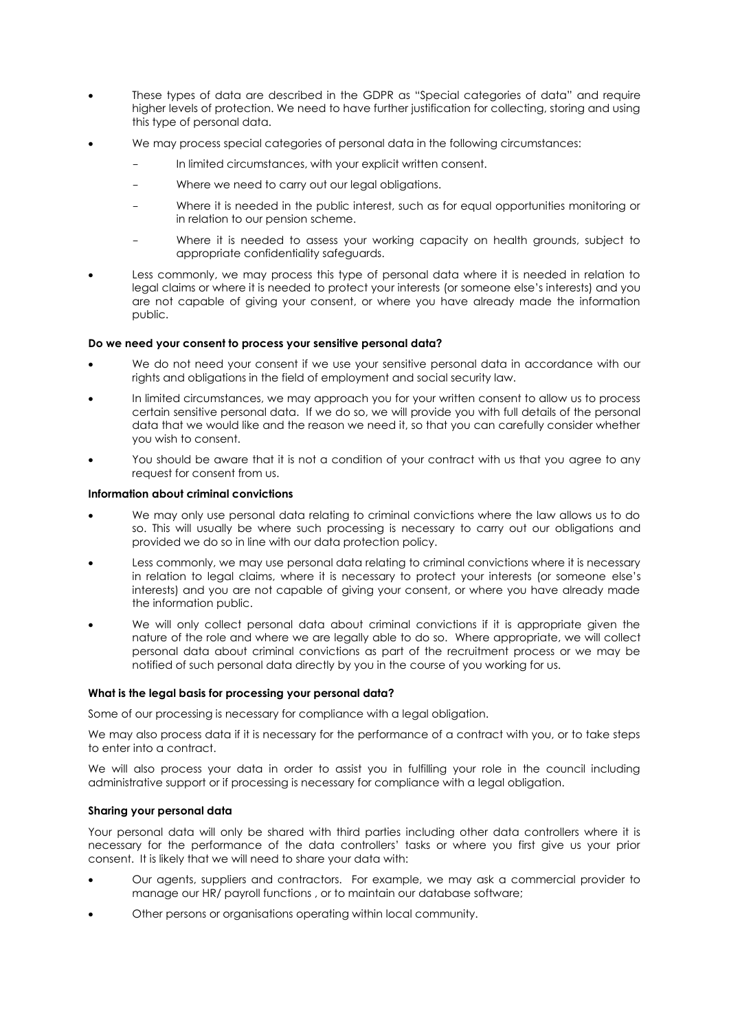- These types of data are described in the GDPR as "Special categories of data" and require higher levels of protection. We need to have further justification for collecting, storing and using this type of personal data.
- We may process special categories of personal data in the following circumstances:
  - In limited circumstances, with your explicit written consent.
  - Where we need to carry out our legal obligations.
  - Where it is needed in the public interest, such as for equal opportunities monitoring or in relation to our pension scheme.
  - Where it is needed to assess your working capacity on health grounds, subject to appropriate confidentiality safeguards.
- Less commonly, we may process this type of personal data where it is needed in relation to legal claims or where it is needed to protect your interests (or someone else's interests) and you are not capable of giving your consent, or where you have already made the information public.

**Do we need your consent to process your sensitive personal data?**

- We do not need your consent if we use your sensitive personal data in accordance with our rights and obligations in the field of employment and social security law.
- In limited circumstances, we may approach you for your written consent to allow us to process certain sensitive personal data. If we do so, we will provide you with full details of the personal data that we would like and the reason we need it, so that you can carefully consider whether you wish to consent.
- You should be aware that it is not a condition of your contract with us that you agree to any request for consent from us.

**Information about criminal convictions**

- We may only use personal data relating to criminal convictions where the law allows us to do so. This will usually be where such processing is necessary to carry out our obligations and provided we do so in line with our data protection policy.
- Less commonly, we may use personal data relating to criminal convictions where it is necessary in relation to legal claims, where it is necessary to protect your interests (or someone else's interests) and you are not capable of giving your consent, or where you have already made the information public.
- We will only collect personal data about criminal convictions if it is appropriate given the nature of the role and where we are legally able to do so. Where appropriate, we will collect personal data about criminal convictions as part of the recruitment process or we may be notified of such personal data directly by you in the course of you working for us.

**What is the legal basis for processing your personal data?**

Some of our processing is necessary for compliance with a legal obligation.

We may also process data if it is necessary for the performance of a contract with you, or to take steps to enter into a contract.

We will also process your data in order to assist you in fulfilling your role in the council including administrative support or if processing is necessary for compliance with a legal obligation.

**Sharing your personal data**

Your personal data will only be shared with third parties including other data controllers where it is necessary for the performance of the data controllers' tasks or where you first give us your prior consent. It is likely that we will need to share your data with:

- Our agents, suppliers and contractors. For example, we may ask a commercial provider to manage our HR/ payroll functions , or to maintain our database software;
- Other persons or organisations operating within local community.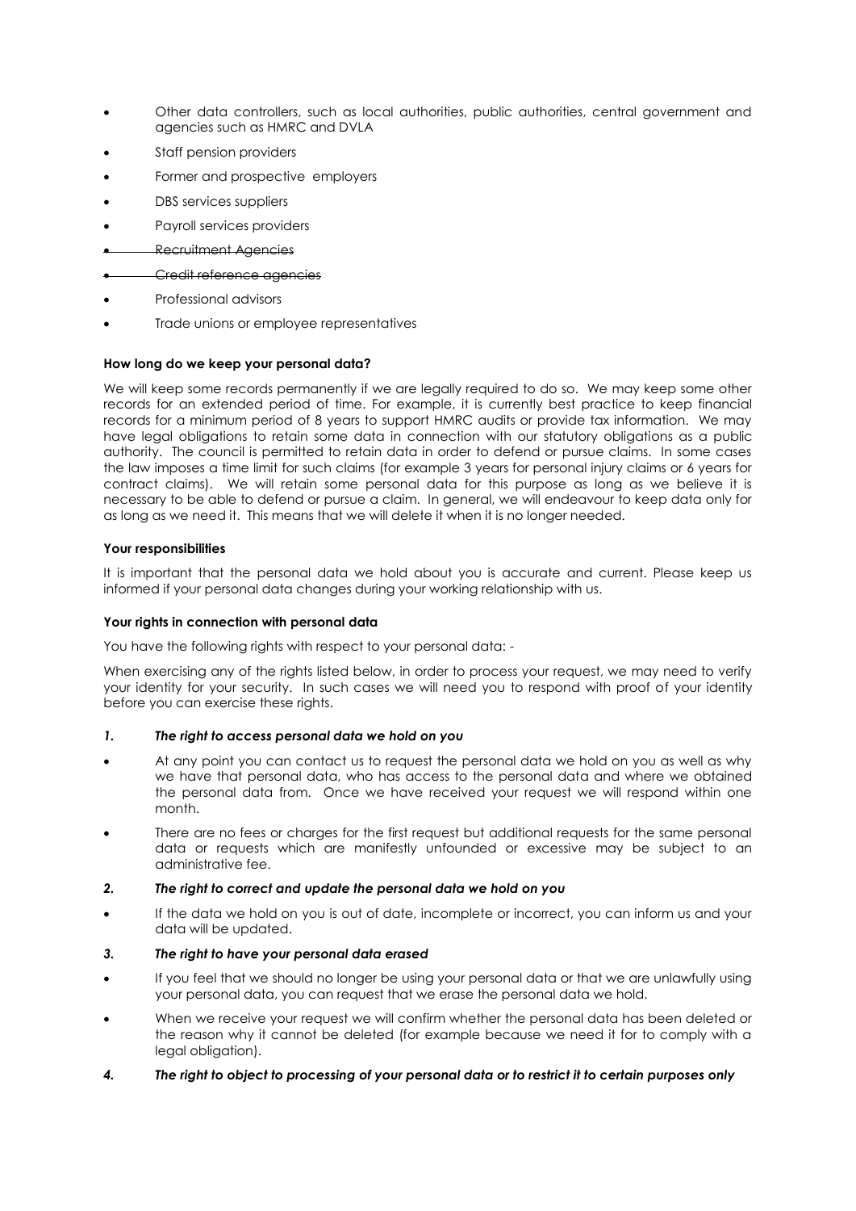- Other data controllers, such as local authorities, public authorities, central government and agencies such as HMRC and DVLA
- Staff pension providers
- Former and prospective employers
- DBS services suppliers
- Payroll services providers
- ~~Recruitment Agencies~~
- ~~Credit reference agencies~~
- Professional advisors
- Trade unions or employee representatives

**How long do we keep your personal data?**

We will keep some records permanently if we are legally required to do so. We may keep some other records for an extended period of time. For example, it is currently best practice to keep financial records for a minimum period of 8 years to support HMRC audits or provide tax information. We may have legal obligations to retain some data in connection with our statutory obligations as a public authority. The council is permitted to retain data in order to defend or pursue claims. In some cases the law imposes a time limit for such claims (for example 3 years for personal injury claims or 6 years for contract claims). We will retain some personal data for this purpose as long as we believe it is necessary to be able to defend or pursue a claim. In general, we will endeavour to keep data only for as long as we need it. This means that we will delete it when it is no longer needed.

**Your responsibilities**

It is important that the personal data we hold about you is accurate and current. Please keep us informed if your personal data changes during your working relationship with us.

**Your rights in connection with personal data**

You have the following rights with respect to your personal data: -

When exercising any of the rights listed below, in order to process your request, we may need to verify your identity for your security. In such cases we will need you to respond with proof of your identity before you can exercise these rights.

***1. The right to access personal data we hold on you***

- At any point you can contact us to request the personal data we hold on you as well as why we have that personal data, who has access to the personal data and where we obtained the personal data from. Once we have received your request we will respond within one month.
- There are no fees or charges for the first request but additional requests for the same personal data or requests which are manifestly unfounded or excessive may be subject to an administrative fee.

***2. The right to correct and update the personal data we hold on you***

- If the data we hold on you is out of date, incomplete or incorrect, you can inform us and your data will be updated.

***3. The right to have your personal data erased***

- If you feel that we should no longer be using your personal data or that we are unlawfully using your personal data, you can request that we erase the personal data we hold.
- When we receive your request we will confirm whether the personal data has been deleted or the reason why it cannot be deleted (for example because we need it for to comply with a legal obligation).

***4. The right to object to processing of your personal data or to restrict it to certain purposes only***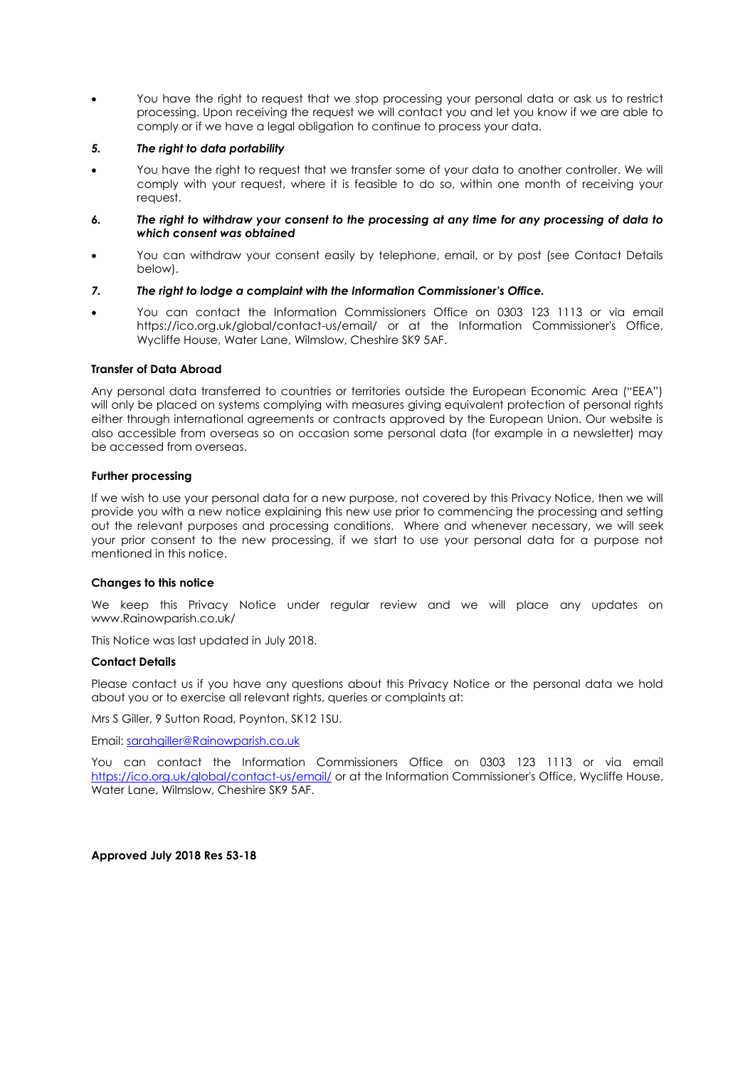- You have the right to request that we stop processing your personal data or ask us to restrict processing. Upon receiving the request we will contact you and let you know if we are able to comply or if we have a legal obligation to continue to process your data.

***5. The right to data portability***

- You have the right to request that we transfer some of your data to another controller. We will comply with your request, where it is feasible to do so, within one month of receiving your request.

***6. The right to withdraw your consent to the processing at any time for any processing of data to which consent was obtained***

- You can withdraw your consent easily by telephone, email, or by post (see Contact Details below).

***7. The right to lodge a complaint with the Information Commissioner's Office.***

- You can contact the Information Commissioners Office on 0303 123 1113 or via email https://ico.org.uk/global/contact-us/email/ or at the Information Commissioner's Office, Wycliffe House, Water Lane, Wilmslow, Cheshire SK9 5AF.

**Transfer of Data Abroad**

Any personal data transferred to countries or territories outside the European Economic Area ("EEA") will only be placed on systems complying with measures giving equivalent protection of personal rights either through international agreements or contracts approved by the European Union. Our website is also accessible from overseas so on occasion some personal data (for example in a newsletter) may be accessed from overseas.

**Further processing**

If we wish to use your personal data for a new purpose, not covered by this Privacy Notice, then we will provide you with a new notice explaining this new use prior to commencing the processing and setting out the relevant purposes and processing conditions. Where and whenever necessary, we will seek your prior consent to the new processing, if we start to use your personal data for a purpose not mentioned in this notice.

**Changes to this notice**

We keep this Privacy Notice under regular review and we will place any updates on www.Rainowparish.co.uk/

This Notice was last updated in July 2018.

**Contact Details**

Please contact us if you have any questions about this Privacy Notice or the personal data we hold about you or to exercise all relevant rights, queries or complaints at:

Mrs S Giller, 9 Sutton Road, Poynton, SK12 1SU.

Email: [sarahgiller@Rainowparish.co.uk](mailto:sarahgiller@Rainowparish.co.uk)

You can contact the Information Commissioners Office on 0303 123 1113 or via email [https://ico.org.uk/global/contact-us/email/](https://ico.org.uk/global/contact-us/email/) or at the Information Commissioner's Office, Wycliffe House, Water Lane, Wilmslow, Cheshire SK9 5AF.

**Approved July 2018 Res 53-18**